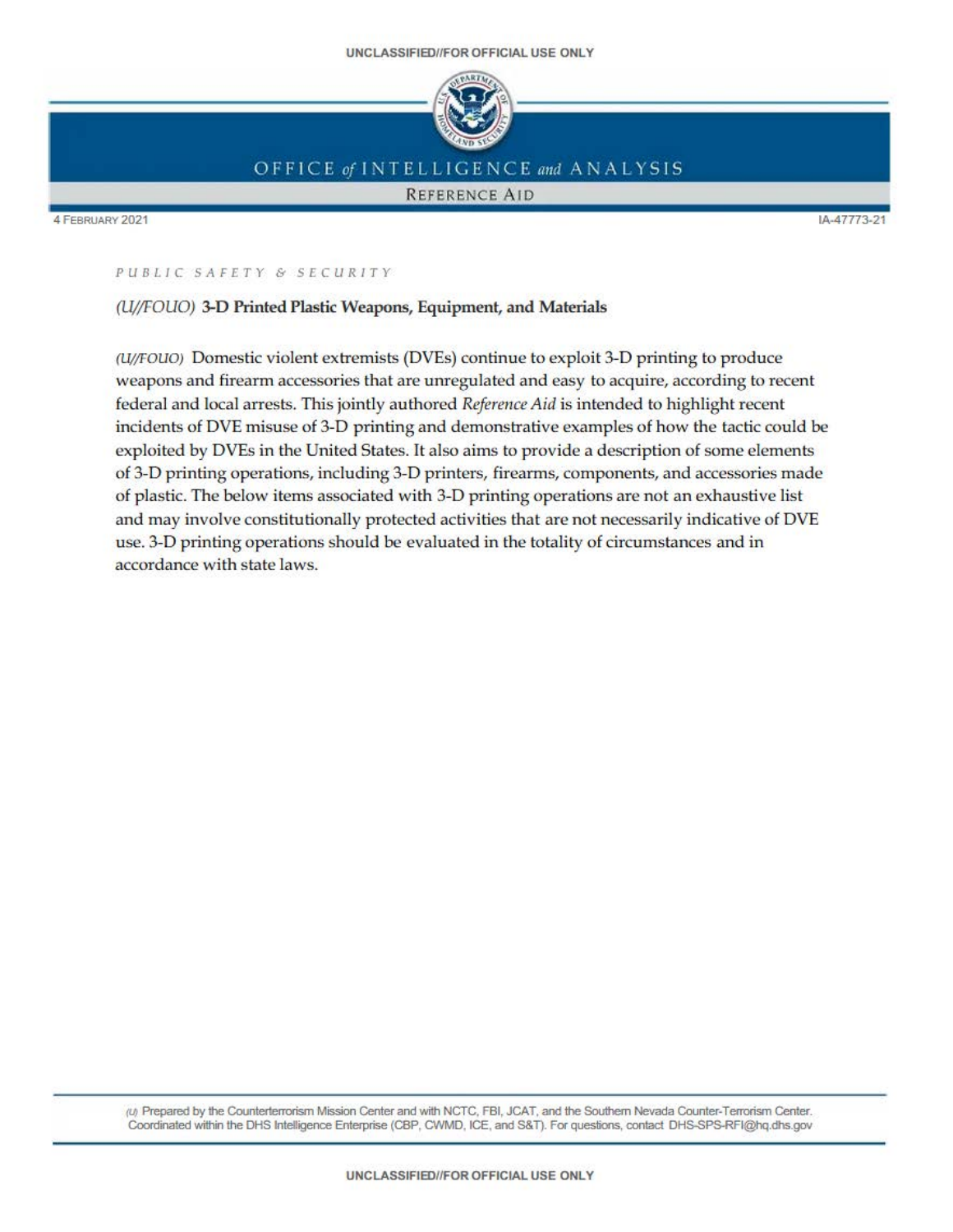UNCLASSIFIED//FOR OFFICIAL USE ONLY

OFFICE *of* INTELLIGENCE *and* ANALYSIS

REFERENCE AID

4 FEBRUARY 2021

IA-47773-21

*PUBLIC SAFETY & SECURITY*

## *(U//FOUO)* **3-D Printed Plastic Weapons, Equipment, and Materials**

*(U//FOUO)* Domestic violent extremists (DVEs) continue to exploit 3-D printing to produce weapons and firearm accessories that are unregulated and easy to acquire, according to recent federal and local arrests. This jointly authored *Reference Aid* is intended to highlight recent incidents of DVE misuse of 3-D printing and demonstrative examples of how the tactic could be exploited by DVEs in the United States. It also aims to provide a description of some elements of 3-D printing operations, including 3-D printers, firearms, components, and accessories made of plastic. The below items associated with 3-D printing operations are not an exhaustive list and may involve constitutionally protected activities that are not necessarily indicative of DVE use. 3-D printing operations should be evaluated in the totality of circumstances and in accordance with state laws.

*(U)* Prepared by the Counterterrorism Mission Center and with NCTC, FBI, JCAT, and the Southern Nevada Counter-Terrorism Center. Coordinated within the DHS Intelligence Enterprise (CBP, CWMD, ICE, and S&T). For questions, contact DHS-SPS-RFI@hq.dhs.gov

UNCLASSIFIED//FOR OFFICIAL USE ONLY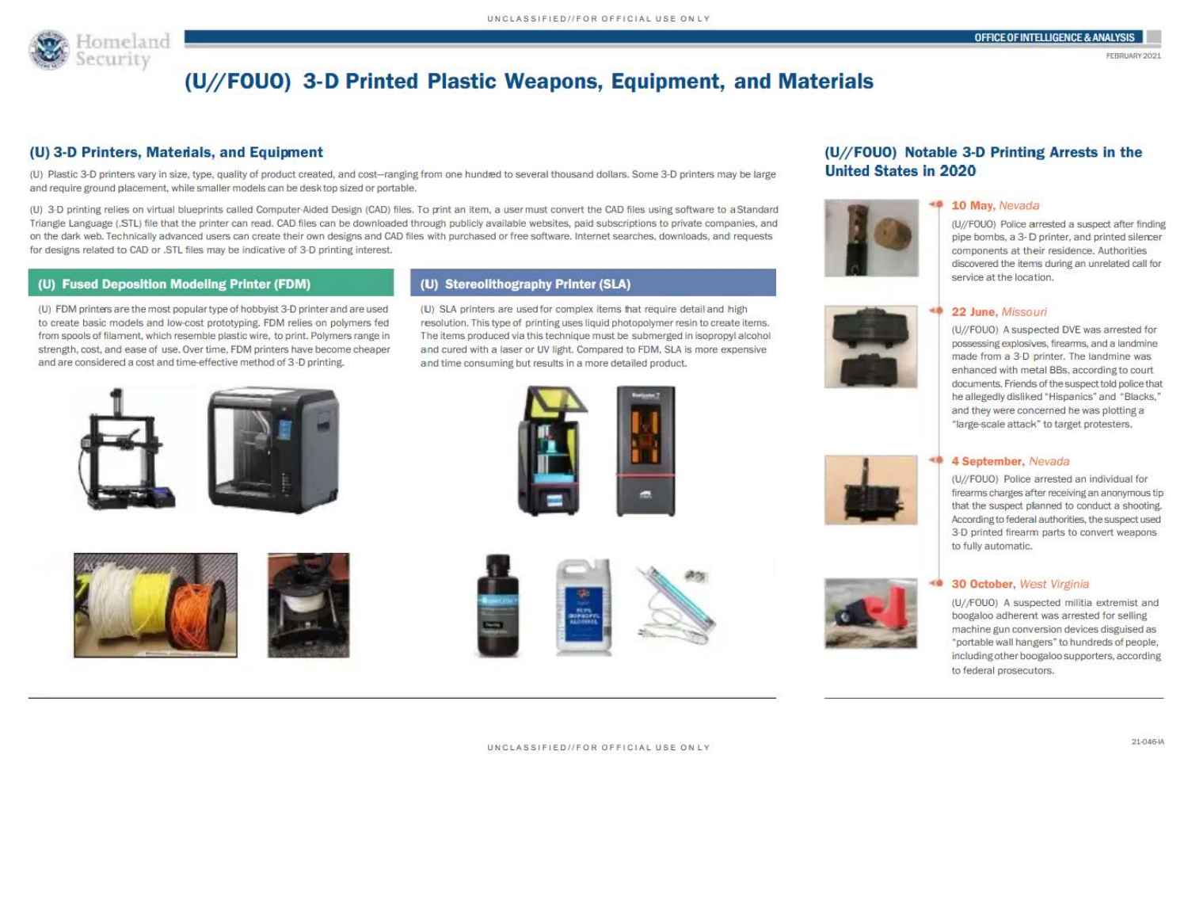# (U//FOUO) 3-D Printed Plastic Weapons, Equipment, and Materials

OFFICE OF INTELLIGENCE & ANALYSIS

FEBRUARY 2021

## (U) 3-D Printers, Materials, and Equipment

(U) Plastic 3-D printers vary in size, type, quality of product created, and cost—ranging from one hundred to several thousand dollars. Some 3-D printers may be large and require ground placement, while smaller models can be desk top sized or portable.

(U) 3-D printing relies on virtual blueprints called Computer-Aided Design (CAD) files. To print an item, a user must convert the CAD files using software to a Standard Triangle Language (.STL) file that the printer can read. CAD files can be downloaded through publicly available websites, paid subscriptions to private companies, and on the dark web. Technically advanced users can create their own designs and CAD files with purchased or free software. Internet searches, downloads, and requests for designs related to CAD or .STL files may be indicative of 3-D printing interest.

### (U) Fused Deposition Modeling Printer (FDM)

(U) FDM printers are the most popular type of hobbyist 3-D printer and are used to create basic models and low-cost prototyping. FDM relies on polymers fed from spools of filament, which resemble plastic wire, to print. Polymers range in strength, cost, and ease of use. Over time, FDM printers have become cheaper and are considered a cost and time-effective method of 3-D printing.

### (U) Stereolithography Printer (SLA)

(U) SLA printers are used for complex items that require detail and high resolution. This type of printing uses liquid photopolymer resin to create items. The items produced via this technique must be submerged in isopropyl alcohol and cured with a laser or UV light. Compared to FDM, SLA is more expensive and time consuming but results in a more detailed product.

## (U//FOUO) Notable 3-D Printing Arrests in the United States in 2020

**10 May,** *Nevada*

(U//FOUO) Police arrested a suspect after finding pipe bombs, a 3-D printer, and printed silencer components at their residence. Authorities discovered the items during an unrelated call for service at the location.

**22 June,** *Missouri*

(U//FOUO) A suspected DVE was arrested for possessing explosives, firearms, and a landmine made from a 3-D printer. The landmine was enhanced with metal BBs, according to court documents. Friends of the suspect told police that he allegedly disliked "Hispanics" and "Blacks," and they were concerned he was plotting a "large-scale attack" to target protesters.

**4 September,** *Nevada*

(U//FOUO) Police arrested an individual for firearms charges after receiving an anonymous tip that the suspect planned to conduct a shooting. According to federal authorities, the suspect used 3-D printed firearm parts to convert weapons to fully automatic.

**30 October,** *West Virginia*

(U//FOUO) A suspected militia extremist and boogaloo adherent was arrested for selling machine gun conversion devices disguised as "portable wall hangers" to hundreds of people, including other boogaloo supporters, according to federal prosecutors.

21-046-IA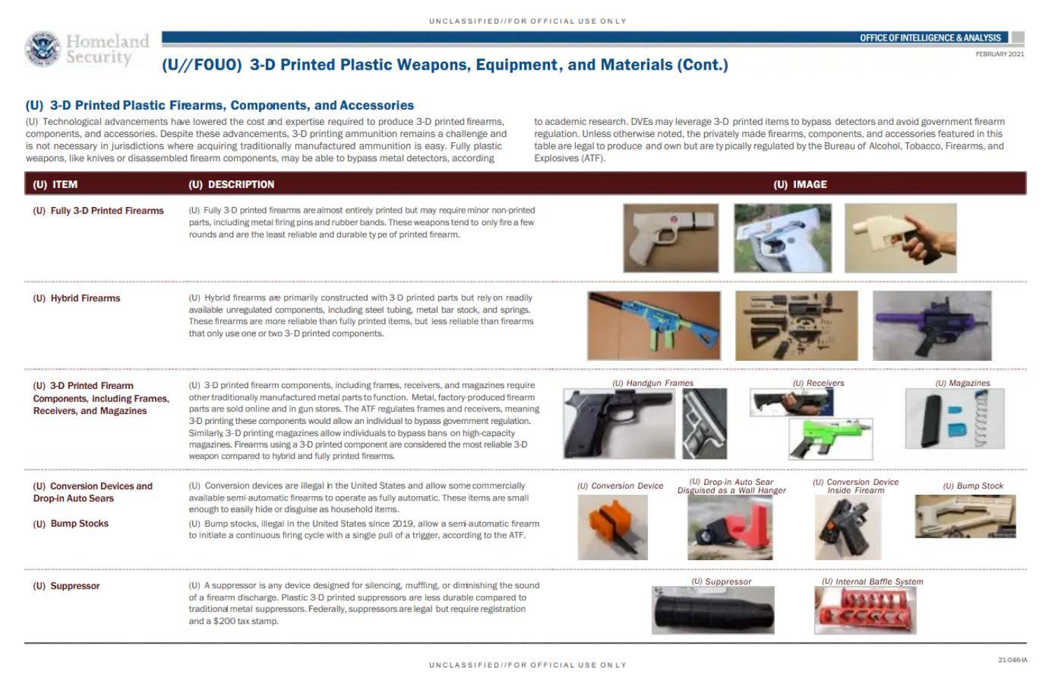# (U//FOUO) 3-D Printed Plastic Weapons, Equipment, and Materials (Cont.)

OFFICE OF INTELLIGENCE & ANALYSIS

FEBRUARY 2021

## (U) 3-D Printed Plastic Firearms, Components, and Accessories

(U) Technological advancements have lowered the cost and expertise required to produce 3-D printed firearms, components, and accessories. Despite these advancements, 3-D printing ammunition remains a challenge and is not necessary in jurisdictions where acquiring traditionally manufactured ammunition is easy. Fully plastic weapons, like knives or disassembled firearm components, may be able to bypass metal detectors, according to academic research. DVEs may leverage 3-D printed items to bypass detectors and avoid government firearm regulation. Unless otherwise noted, the privately made firearms, components, and accessories featured in this table are legal to produce and own but are typically regulated by the Bureau of Alcohol, Tobacco, Firearms, and Explosives (ATF).

| (U) ITEM | (U) DESCRIPTION | (U) IMAGE |
|---|---|---|
| (U) Fully 3-D Printed Firearms | (U) Fully 3-D printed firearms are almost entirely printed but may require minor non-printed parts, including metal firing pins and rubber bands. These weapons tend to only fire a few rounds and are the least reliable and durable type of printed firearm. | |
| (U) Hybrid Firearms | (U) Hybrid firearms are primarily constructed with 3-D printed parts but rely on readily available unregulated components, including steel tubing, metal bar stock, and springs. These firearms are more reliable than fully printed items, but less reliable than firearms that only use one or two 3-D printed components. | |
| (U) 3-D Printed Firearm Components, including Frames, Receivers, and Magazines | (U) 3-D printed firearm components, including frames, receivers, and magazines require other traditionally manufactured metal parts to function. Metal, factory-produced firearm parts are sold online and in gun stores. The ATF regulates frames and receivers, meaning 3-D printing these components would allow an individual to bypass government regulation. Similarly, 3-D printing magazines allow individuals to bypass bans on high-capacity magazines. Firearms using a 3-D printed component are considered the most reliable 3-D weapon compared to hybrid and fully printed firearms. | (U) Handgun Frames; (U) Receivers; (U) Magazines |
| (U) Conversion Devices and Drop-in Auto Sears<br><br>(U) Bump Stocks | (U) Conversion devices are illegal in the United States and allow some commercially available semi-automatic firearms to operate as fully automatic. These items are small enough to easily hide or disguise as household items.<br><br>(U) Bump stocks, illegal in the United States since 2019, allow a semi-automatic firearm to initiate a continuous firing cycle with a single pull of a trigger, according to the ATF. | (U) Conversion Device; (U) Drop-in Auto Sear Disguised as a Wall Hanger; (U) Conversion Device Inside Firearm; (U) Bump Stock |
| (U) Suppressor | (U) A suppressor is any device designed for silencing, muffling, or diminishing the sound of a firearm discharge. Plastic 3-D printed suppressors are less durable compared to traditional metal suppressors. Federally, suppressors are legal but require registration and a $200 tax stamp. | (U) Suppressor; (U) Internal Baffle System |

21-046-IA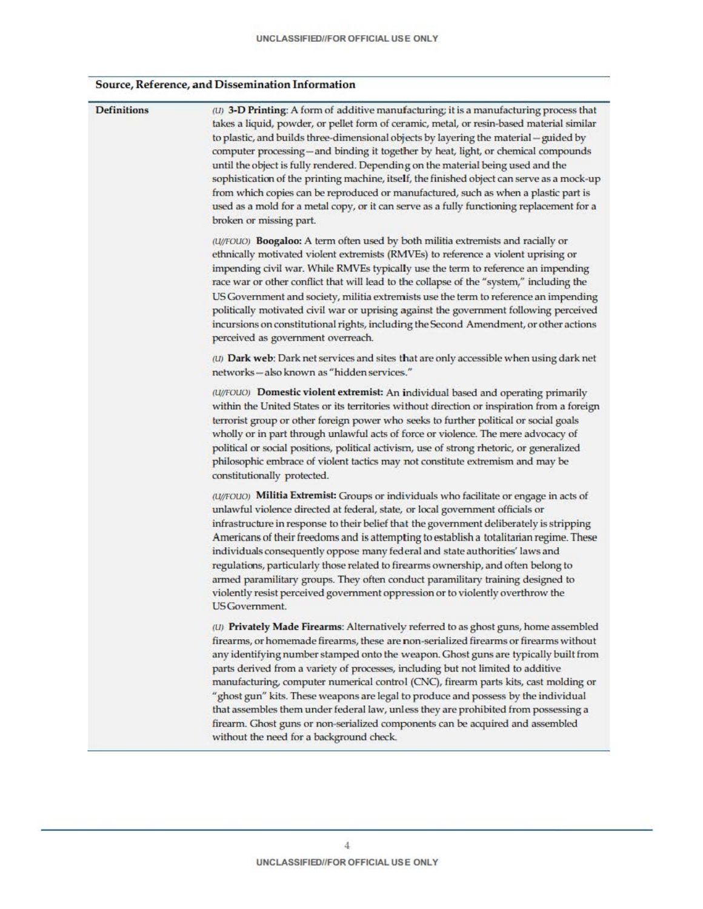## Source, Reference, and Dissemination Information

**Definitions**

*(U)* **3-D Printing**: A form of additive manufacturing; it is a manufacturing process that takes a liquid, powder, or pellet form of ceramic, metal, or resin-based material similar to plastic, and builds three-dimensional objects by layering the material—guided by computer processing—and binding it together by heat, light, or chemical compounds until the object is fully rendered. Depending on the material being used and the sophistication of the printing machine, itself, the finished object can serve as a mock-up from which copies can be reproduced or manufactured, such as when a plastic part is used as a mold for a metal copy, or it can serve as a fully functioning replacement for a broken or missing part.

*(U//FOUO)* **Boogaloo:** A term often used by both militia extremists and racially or ethnically motivated violent extremists (RMVEs) to reference a violent uprising or impending civil war. While RMVEs typically use the term to reference an impending race war or other conflict that will lead to the collapse of the "system," including the US Government and society, militia extremists use the term to reference an impending politically motivated civil war or uprising against the government following perceived incursions on constitutional rights, including the Second Amendment, or other actions perceived as government overreach.

*(U)* **Dark web**: Dark net services and sites that are only accessible when using dark net networks—also known as "hidden services."

*(U//FOUO)* **Domestic violent extremist:** An individual based and operating primarily within the United States or its territories without direction or inspiration from a foreign terrorist group or other foreign power who seeks to further political or social goals wholly or in part through unlawful acts of force or violence. The mere advocacy of political or social positions, political activism, use of strong rhetoric, or generalized philosophic embrace of violent tactics may not constitute extremism and may be constitutionally protected.

*(U//FOUO)* **Militia Extremist:** Groups or individuals who facilitate or engage in acts of unlawful violence directed at federal, state, or local government officials or infrastructure in response to their belief that the government deliberately is stripping Americans of their freedoms and is attempting to establish a totalitarian regime. These individuals consequently oppose many federal and state authorities' laws and regulations, particularly those related to firearms ownership, and often belong to armed paramilitary groups. They often conduct paramilitary training designed to violently resist perceived government oppression or to violently overthrow the US Government.

*(U)* **Privately Made Firearms**: Alternatively referred to as ghost guns, home assembled firearms, or homemade firearms, these are non-serialized firearms or firearms without any identifying number stamped onto the weapon. Ghost guns are typically built from parts derived from a variety of processes, including but not limited to additive manufacturing, computer numerical control (CNC), firearm parts kits, cast molding or "ghost gun" kits. These weapons are legal to produce and possess by the individual that assembles them under federal law, unless they are prohibited from possessing a firearm. Ghost guns or non-serialized components can be acquired and assembled without the need for a background check.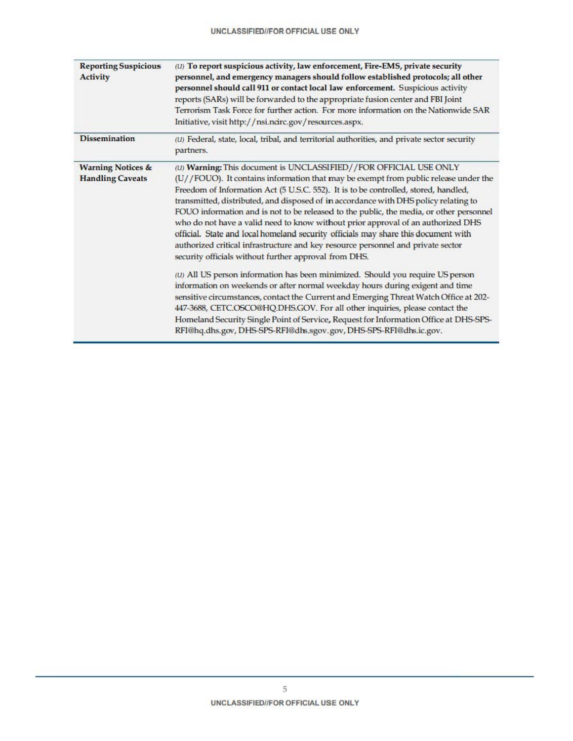| | |
|---|---|
| **Reporting Suspicious Activity** | (U) **To report suspicious activity, law enforcement, Fire-EMS, private security personnel, and emergency managers should follow established protocols; all other personnel should call 911 or contact local law enforcement.** Suspicious activity reports (SARs) will be forwarded to the appropriate fusion center and FBI Joint Terrorism Task Force for further action. For more information on the Nationwide SAR Initiative, visit http://nsi.ncirc.gov/resources.aspx. |
| **Dissemination** | (U) Federal, state, local, tribal, and territorial authorities, and private sector security partners. |
| **Warning Notices & Handling Caveats** | (U) **Warning:** This document is UNCLASSIFIED//FOR OFFICIAL USE ONLY (U//FOUO). It contains information that may be exempt from public release under the Freedom of Information Act (5 U.S.C. 552). It is to be controlled, stored, handled, transmitted, distributed, and disposed of in accordance with DHS policy relating to FOUO information and is not to be released to the public, the media, or other personnel who do not have a valid need to know without prior approval of an authorized DHS official. State and local homeland security officials may share this document with authorized critical infrastructure and key resource personnel and private sector security officials without further approval from DHS.<br><br>(U) All US person information has been minimized. Should you require US person information on weekends or after normal weekday hours during exigent and time sensitive circumstances, contact the Current and Emerging Threat Watch Office at 202-447-3688, CETC.OSCO@HQ.DHS.GOV. For all other inquiries, please contact the Homeland Security Single Point of Service, Request for Information Office at DHS-SPS-RFI@hq.dhs.gov, DHS-SPS-RFI@dhs.sgov.gov, DHS-SPS-RFI@dhs.ic.gov. |